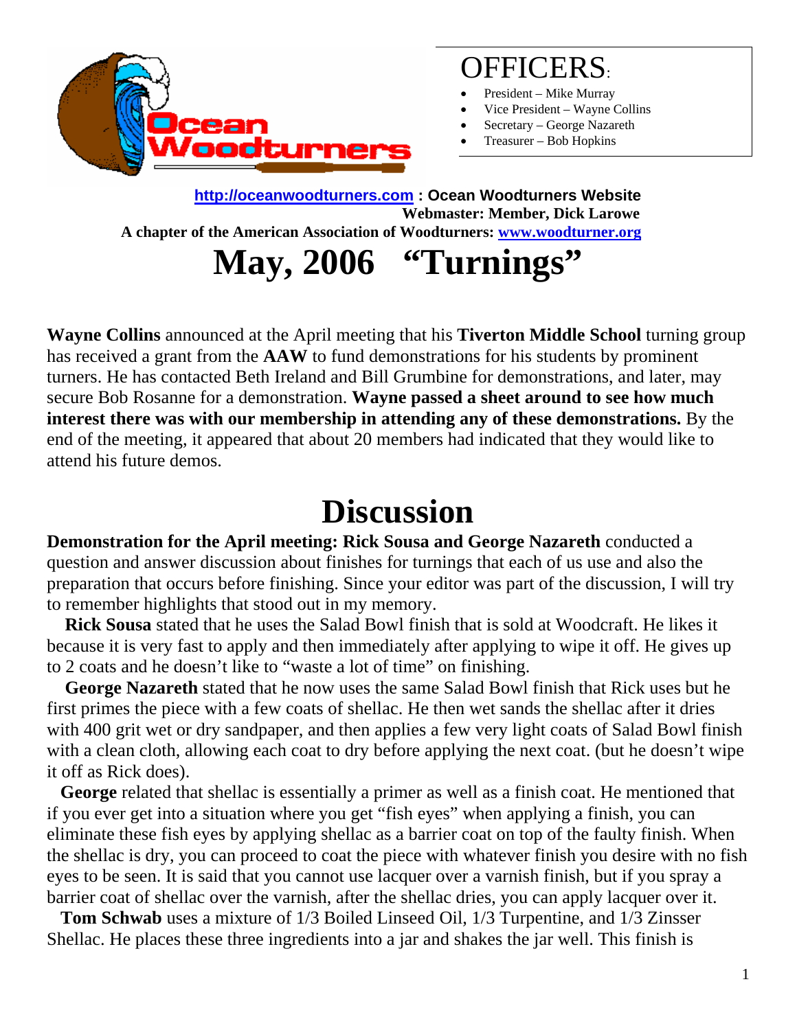Ocean Woodturners

# OFFICERS:

- President – Mike Murray
- Vice President – Wayne Collins
- Secretary – George Nazareth
- Treasurer – Bob Hopkins

**[http://oceanwoodturners.com](http://oceanwoodturners.com) : Ocean Woodturners Website**
**Webmaster: Member, Dick Larowe**
**A chapter of the American Association of Woodturners: [www.woodturner.org](http://www.woodturner.org)**

# May, 2006 "Turnings"

**Wayne Collins** announced at the April meeting that his **Tiverton Middle School** turning group has received a grant from the **AAW** to fund demonstrations for his students by prominent turners. He has contacted Beth Ireland and Bill Grumbine for demonstrations, and later, may secure Bob Rosanne for a demonstration. **Wayne passed a sheet around to see how much interest there was with our membership in attending any of these demonstrations.** By the end of the meeting, it appeared that about 20 members had indicated that they would like to attend his future demos.

# Discussion

**Demonstration for the April meeting: Rick Sousa and George Nazareth** conducted a question and answer discussion about finishes for turnings that each of us use and also the preparation that occurs before finishing. Since your editor was part of the discussion, I will try to remember highlights that stood out in my memory.

**Rick Sousa** stated that he uses the Salad Bowl finish that is sold at Woodcraft. He likes it because it is very fast to apply and then immediately after applying to wipe it off. He gives up to 2 coats and he doesn't like to "waste a lot of time" on finishing.

**George Nazareth** stated that he now uses the same Salad Bowl finish that Rick uses but he first primes the piece with a few coats of shellac. He then wet sands the shellac after it dries with 400 grit wet or dry sandpaper, and then applies a few very light coats of Salad Bowl finish with a clean cloth, allowing each coat to dry before applying the next coat. (but he doesn't wipe it off as Rick does).

**George** related that shellac is essentially a primer as well as a finish coat. He mentioned that if you ever get into a situation where you get "fish eyes" when applying a finish, you can eliminate these fish eyes by applying shellac as a barrier coat on top of the faulty finish. When the shellac is dry, you can proceed to coat the piece with whatever finish you desire with no fish eyes to be seen. It is said that you cannot use lacquer over a varnish finish, but if you spray a barrier coat of shellac over the varnish, after the shellac dries, you can apply lacquer over it.

**Tom Schwab** uses a mixture of 1/3 Boiled Linseed Oil, 1/3 Turpentine, and 1/3 Zinsser Shellac. He places these three ingredients into a jar and shakes the jar well. This finish is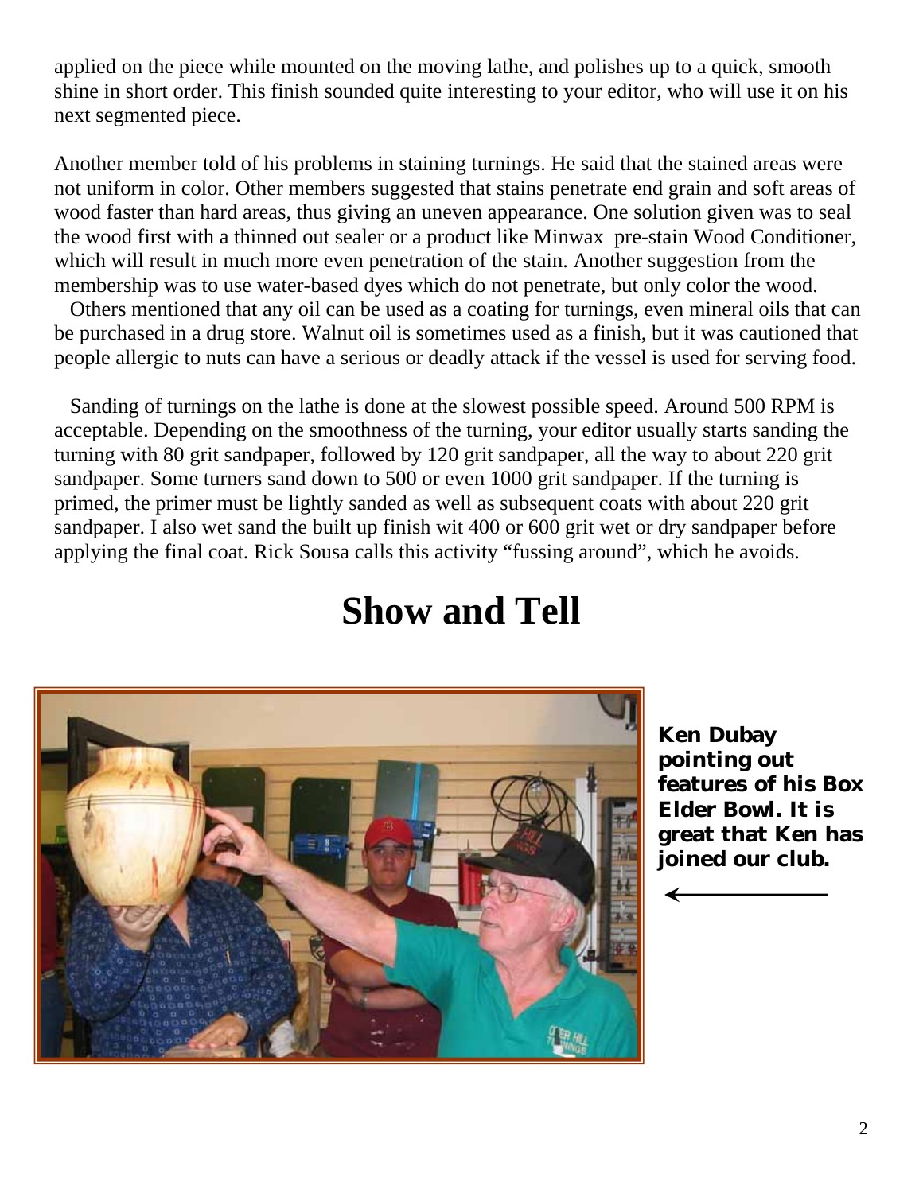applied on the piece while mounted on the moving lathe, and polishes up to a quick, smooth shine in short order. This finish sounded quite interesting to your editor, who will use it on his next segmented piece.

Another member told of his problems in staining turnings. He said that the stained areas were not uniform in color. Other members suggested that stains penetrate end grain and soft areas of wood faster than hard areas, thus giving an uneven appearance. One solution given was to seal the wood first with a thinned out sealer or a product like Minwax pre-stain Wood Conditioner, which will result in much more even penetration of the stain. Another suggestion from the membership was to use water-based dyes which do not penetrate, but only color the wood.

Others mentioned that any oil can be used as a coating for turnings, even mineral oils that can be purchased in a drug store. Walnut oil is sometimes used as a finish, but it was cautioned that people allergic to nuts can have a serious or deadly attack if the vessel is used for serving food.

Sanding of turnings on the lathe is done at the slowest possible speed. Around 500 RPM is acceptable. Depending on the smoothness of the turning, your editor usually starts sanding the turning with 80 grit sandpaper, followed by 120 grit sandpaper, all the way to about 220 grit sandpaper. Some turners sand down to 500 or even 1000 grit sandpaper. If the turning is primed, the primer must be lightly sanded as well as subsequent coats with about 220 grit sandpaper. I also wet sand the built up finish wit 400 or 600 grit wet or dry sandpaper before applying the final coat. Rick Sousa calls this activity "fussing around", which he avoids.

# Show and Tell

**Ken Dubay pointing out features of his Box Elder Bowl. It is great that Ken has joined our club.**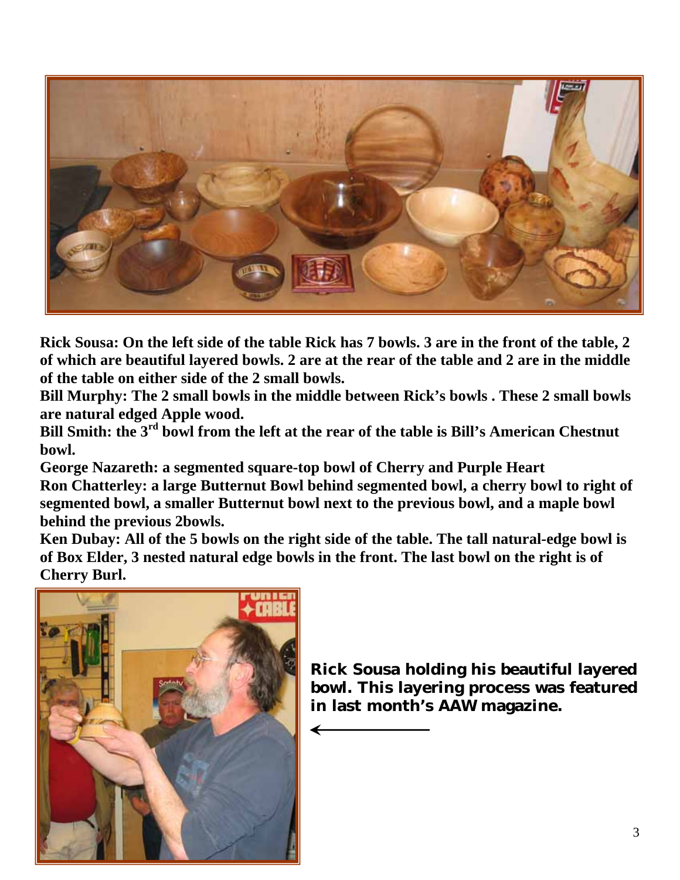**Rick Sousa: On the left side of the table Rick has 7 bowls. 3 are in the front of the table, 2 of which are beautiful layered bowls. 2 are at the rear of the table and 2 are in the middle of the table on either side of the 2 small bowls.**

**Bill Murphy: The 2 small bowls in the middle between Rick's bowls . These 2 small bowls are natural edged Apple wood.**

**Bill Smith: the 3rd bowl from the left at the rear of the table is Bill's American Chestnut bowl.**

**George Nazareth: a segmented square-top bowl of Cherry and Purple Heart**

**Ron Chatterley: a large Butternut Bowl behind segmented bowl, a cherry bowl to right of segmented bowl, a smaller Butternut bowl next to the previous bowl, and a maple bowl behind the previous 2bowls.**

**Ken Dubay: All of the 5 bowls on the right side of the table. The tall natural-edge bowl is of Box Elder, 3 nested natural edge bowls in the front. The last bowl on the right is of Cherry Burl.**

**Rick Sousa holding his beautiful layered bowl. This layering process was featured in last month's AAW magazine.**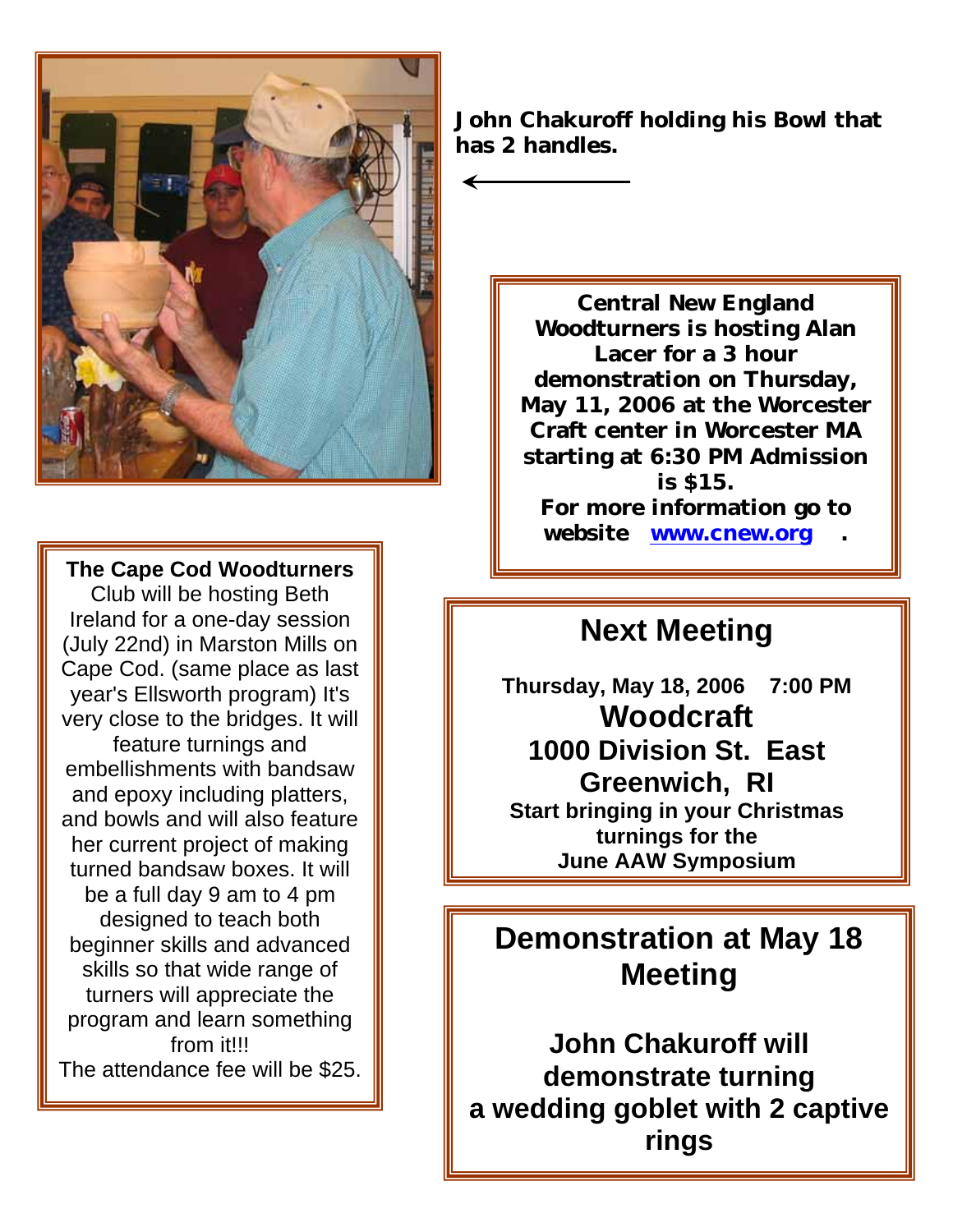**John Chakuroff holding his Bowl that has 2 handles.**

←

**Central New England Woodturners is hosting Alan Lacer for a 3 hour demonstration on Thursday, May 11, 2006 at the Worcester Craft center in Worcester MA starting at 6:30 PM Admission is $15.**
**For more information go to website [www.cnew.org](http://www.cnew.org) .**

**The Cape Cod Woodturners** Club will be hosting Beth Ireland for a one-day session (July 22nd) in Marston Mills on Cape Cod. (same place as last year's Ellsworth program) It's very close to the bridges. It will feature turnings and embellishments with bandsaw and epoxy including platters, and bowls and will also feature her current project of making turned bandsaw boxes. It will be a full day 9 am to 4 pm designed to teach both beginner skills and advanced skills so that wide range of turners will appreciate the program and learn something from it!!!
The attendance fee will be $25.

## Next Meeting

**Thursday, May 18, 2006 7:00 PM**
**Woodcraft**
**1000 Division St. East Greenwich, RI**
**Start bringing in your Christmas turnings for the June AAW Symposium**

## Demonstration at May 18 Meeting

**John Chakuroff will demonstrate turning a wedding goblet with 2 captive rings**